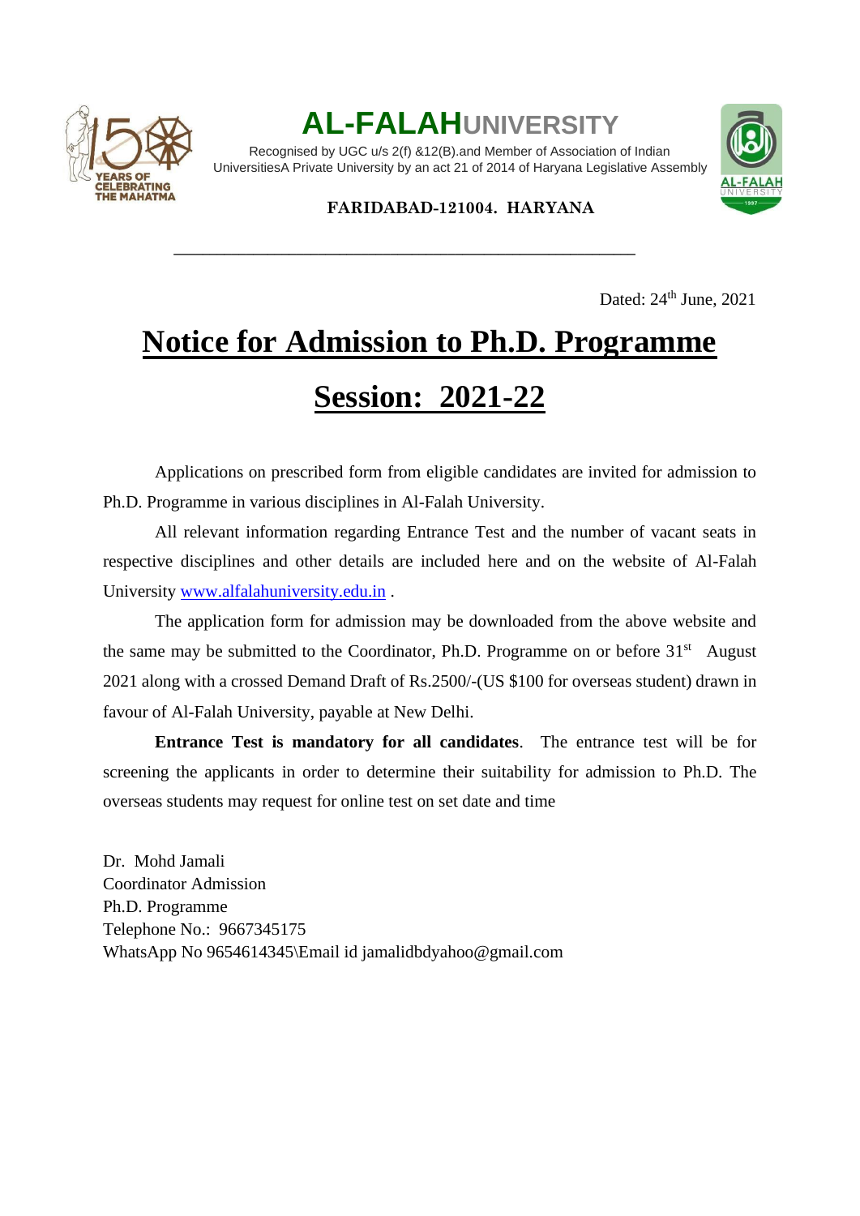# AL-FALAHUNIVERSITY

Recognised by UGC u/s 2(f) &12(B).and Member of Association of Indian UniversitiesA Private University by an act 21 of 2014 of Haryana Legislative Assembly

**FARIDABAD-121004. HARYANA**

---

Dated: 24th June, 2021

# Notice for Admission to Ph.D. Programme

# Session: 2021-22

Applications on prescribed form from eligible candidates are invited for admission to Ph.D. Programme in various disciplines in Al-Falah University.

All relevant information regarding Entrance Test and the number of vacant seats in respective disciplines and other details are included here and on the website of Al-Falah University www.alfalahuniversity.edu.in .

The application form for admission may be downloaded from the above website and the same may be submitted to the Coordinator, Ph.D. Programme on or before 31st August 2021 along with a crossed Demand Draft of Rs.2500/-(US $100 for overseas student) drawn in favour of Al-Falah University, payable at New Delhi.

**Entrance Test is mandatory for all candidates**. The entrance test will be for screening the applicants in order to determine their suitability for admission to Ph.D. The overseas students may request for online test on set date and time

Dr. Mohd Jamali
Coordinator Admission
Ph.D. Programme
Telephone No.: 9667345175
WhatsApp No 9654614345\Email id jamalidbdyahoo@gmail.com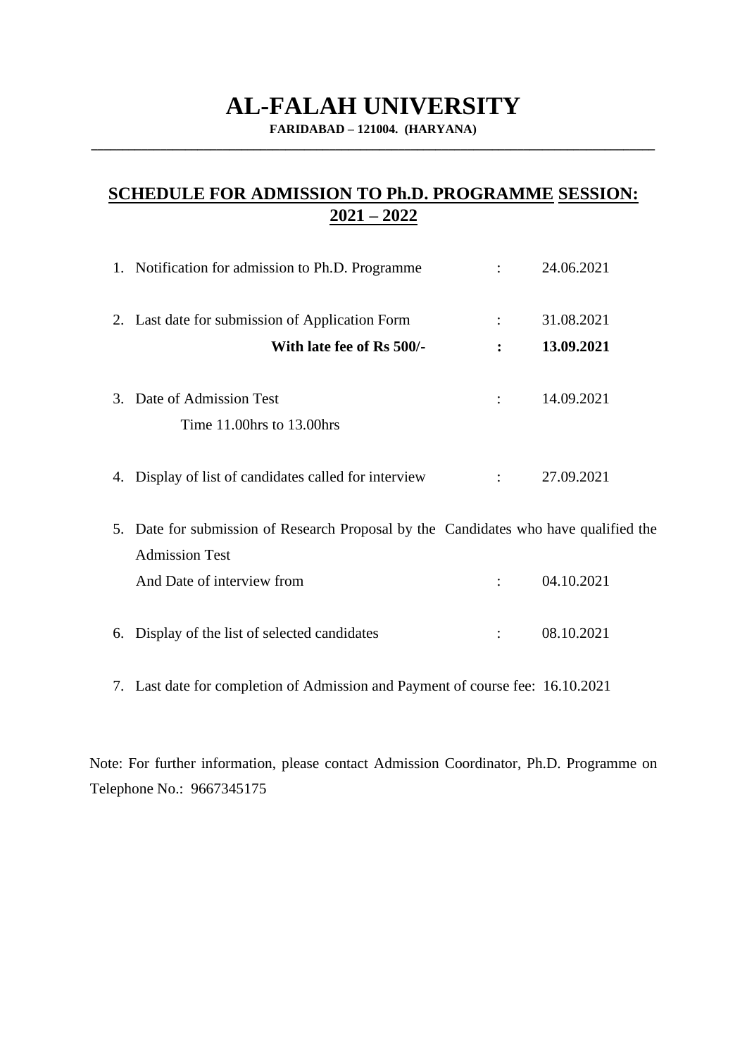# AL-FALAH UNIVERSITY

**FARIDABAD – 121004. (HARYANA)**

---

## SCHEDULE FOR ADMISSION TO Ph.D. PROGRAMME SESSION: 2021 – 2022

1. Notification for admission to Ph.D. Programme : 24.06.2021

2. Last date for submission of Application Form : 31.08.2021
   **With late fee of Rs 500/- : 13.09.2021**

3. Date of Admission Test : 14.09.2021
   Time 11.00hrs to 13.00hrs

4. Display of list of candidates called for interview : 27.09.2021

5. Date for submission of Research Proposal by the Candidates who have qualified the Admission Test
   And Date of interview from : 04.10.2021

6. Display of the list of selected candidates : 08.10.2021

7. Last date for completion of Admission and Payment of course fee: 16.10.2021

Note: For further information, please contact Admission Coordinator, Ph.D. Programme on Telephone No.: 9667345175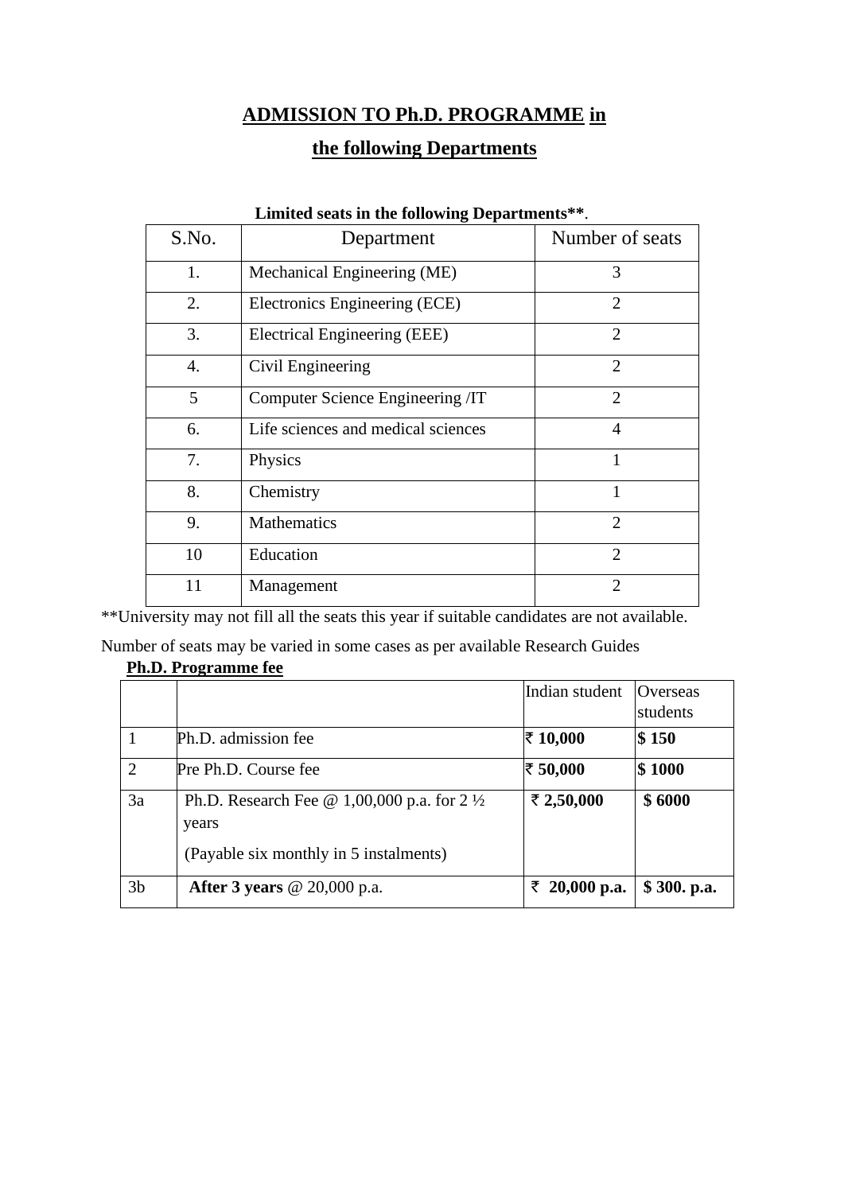## ADMISSION TO Ph.D. PROGRAMME in

## the following Departments

**Limited seats in the following Departments****.

| S.No. | Department | Number of seats |
|---|---|---|
| 1. | Mechanical Engineering (ME) | 3 |
| 2. | Electronics Engineering (ECE) | 2 |
| 3. | Electrical Engineering (EEE) | 2 |
| 4. | Civil Engineering | 2 |
| 5 | Computer Science Engineering /IT | 2 |
| 6. | Life sciences and medical sciences | 4 |
| 7. | Physics | 1 |
| 8. | Chemistry | 1 |
| 9. | Mathematics | 2 |
| 10 | Education | 2 |
| 11 | Management | 2 |

**University may not fill all the seats this year if suitable candidates are not available.

Number of seats may be varied in some cases as per available Research Guides

**Ph.D. Programme fee**

| | | Indian student | Overseas students |
|---|---|---|---|
| 1 | Ph.D. admission fee | **₹ 10,000** | **$ 150** |
| 2 | Pre Ph.D. Course fee | **₹ 50,000** | **$ 1000** |
| 3a | Ph.D. Research Fee @ 1,00,000 p.a. for 2 ½ years<br>(Payable six monthly in 5 instalments) | **₹ 2,50,000** | **$ 6000** |
| 3b | **After 3 years** @ 20,000 p.a. | **₹ 20,000 p.a.** | **$ 300. p.a.** |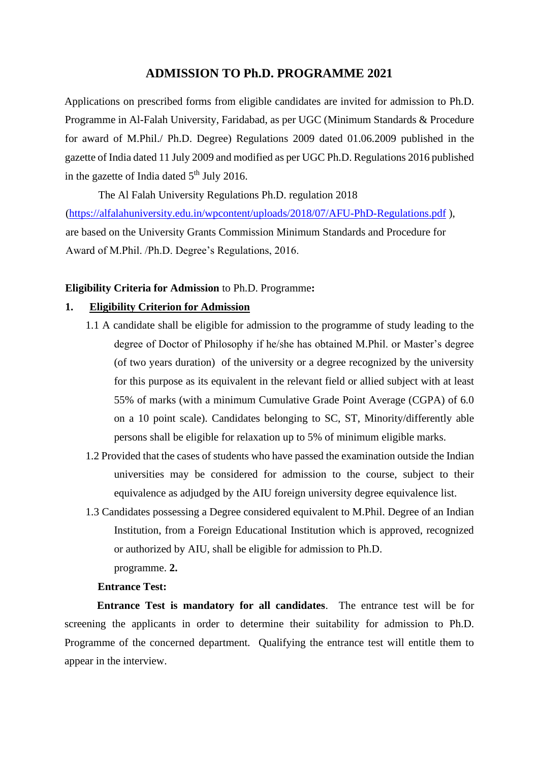# ADMISSION TO Ph.D. PROGRAMME 2021

Applications on prescribed forms from eligible candidates are invited for admission to Ph.D. Programme in Al-Falah University, Faridabad, as per UGC (Minimum Standards & Procedure for award of M.Phil./ Ph.D. Degree) Regulations 2009 dated 01.06.2009 published in the gazette of India dated 11 July 2009 and modified as per UGC Ph.D. Regulations 2016 published in the gazette of India dated 5th July 2016.

The Al Falah University Regulations Ph.D. regulation 2018 (https://alfalahuniversity.edu.in/wpcontent/uploads/2018/07/AFU-PhD-Regulations.pdf ), are based on the University Grants Commission Minimum Standards and Procedure for Award of M.Phil. /Ph.D. Degree's Regulations, 2016.

**Eligibility Criteria for Admission** to Ph.D. Programme**:**

**1. Eligibility Criterion for Admission**

1.1 A candidate shall be eligible for admission to the programme of study leading to the degree of Doctor of Philosophy if he/she has obtained M.Phil. or Master's degree (of two years duration) of the university or a degree recognized by the university for this purpose as its equivalent in the relevant field or allied subject with at least 55% of marks (with a minimum Cumulative Grade Point Average (CGPA) of 6.0 on a 10 point scale). Candidates belonging to SC, ST, Minority/differently able persons shall be eligible for relaxation up to 5% of minimum eligible marks.

1.2 Provided that the cases of students who have passed the examination outside the Indian universities may be considered for admission to the course, subject to their equivalence as adjudged by the AIU foreign university degree equivalence list.

1.3 Candidates possessing a Degree considered equivalent to M.Phil. Degree of an Indian Institution, from a Foreign Educational Institution which is approved, recognized or authorized by AIU, shall be eligible for admission to Ph.D. programme. **2.**

**Entrance Test:**

**Entrance Test is mandatory for all candidates**. The entrance test will be for screening the applicants in order to determine their suitability for admission to Ph.D. Programme of the concerned department. Qualifying the entrance test will entitle them to appear in the interview.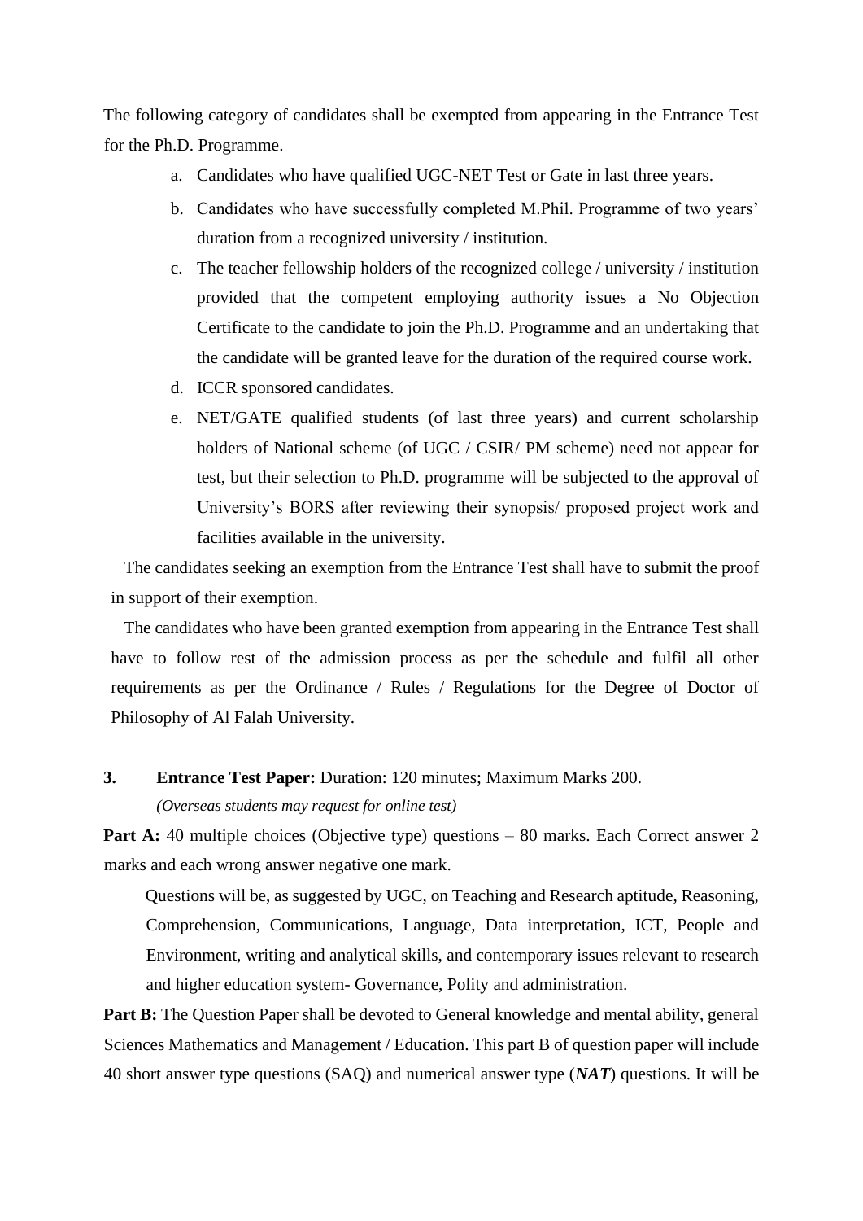The following category of candidates shall be exempted from appearing in the Entrance Test for the Ph.D. Programme.

a. Candidates who have qualified UGC-NET Test or Gate in last three years.
b. Candidates who have successfully completed M.Phil. Programme of two years' duration from a recognized university / institution.
c. The teacher fellowship holders of the recognized college / university / institution provided that the competent employing authority issues a No Objection Certificate to the candidate to join the Ph.D. Programme and an undertaking that the candidate will be granted leave for the duration of the required course work.
d. ICCR sponsored candidates.
e. NET/GATE qualified students (of last three years) and current scholarship holders of National scheme (of UGC / CSIR/ PM scheme) need not appear for test, but their selection to Ph.D. programme will be subjected to the approval of University's BORS after reviewing their synopsis/ proposed project work and facilities available in the university.

The candidates seeking an exemption from the Entrance Test shall have to submit the proof in support of their exemption.

The candidates who have been granted exemption from appearing in the Entrance Test shall have to follow rest of the admission process as per the schedule and fulfil all other requirements as per the Ordinance / Rules / Regulations for the Degree of Doctor of Philosophy of Al Falah University.

**3. Entrance Test Paper:** Duration: 120 minutes; Maximum Marks 200.

*(Overseas students may request for online test)*

**Part A:** 40 multiple choices (Objective type) questions – 80 marks. Each Correct answer 2 marks and each wrong answer negative one mark.

Questions will be, as suggested by UGC, on Teaching and Research aptitude, Reasoning, Comprehension, Communications, Language, Data interpretation, ICT, People and Environment, writing and analytical skills, and contemporary issues relevant to research and higher education system- Governance, Polity and administration.

**Part B:** The Question Paper shall be devoted to General knowledge and mental ability, general Sciences Mathematics and Management / Education. This part B of question paper will include 40 short answer type questions (SAQ) and numerical answer type (***NAT***) questions. It will be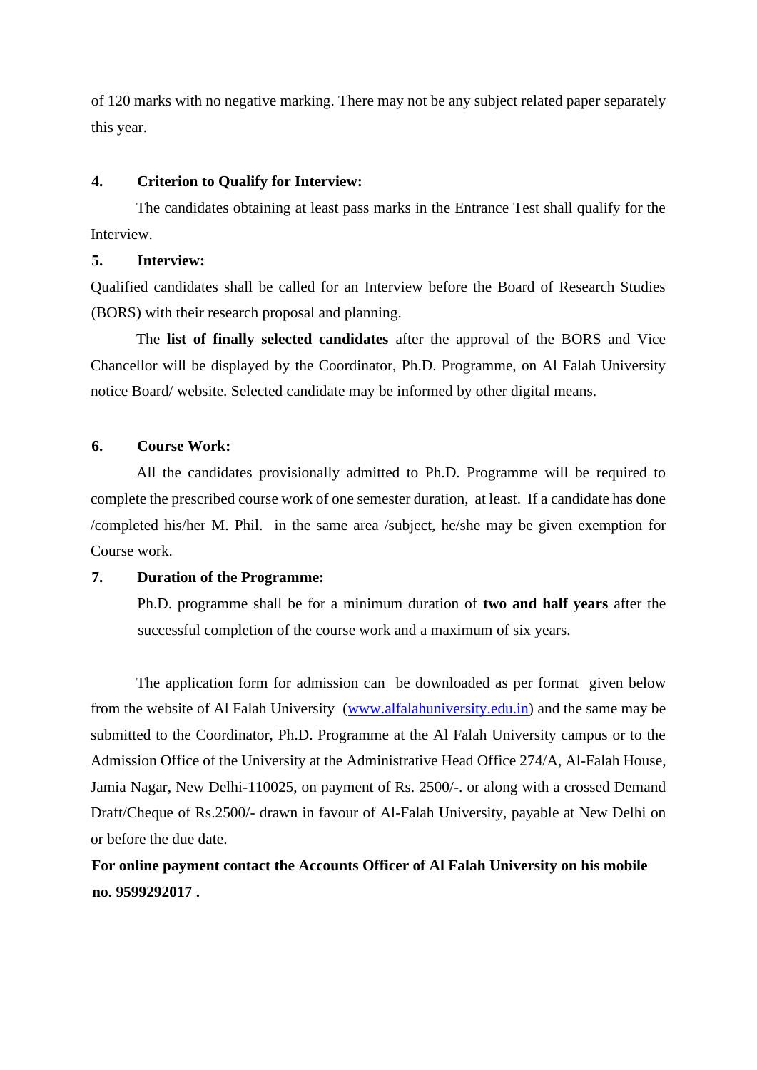of 120 marks with no negative marking. There may not be any subject related paper separately this year.

**4. Criterion to Qualify for Interview:**

The candidates obtaining at least pass marks in the Entrance Test shall qualify for the Interview.

**5. Interview:**

Qualified candidates shall be called for an Interview before the Board of Research Studies (BORS) with their research proposal and planning.

The **list of finally selected candidates** after the approval of the BORS and Vice Chancellor will be displayed by the Coordinator, Ph.D. Programme, on Al Falah University notice Board/ website. Selected candidate may be informed by other digital means.

**6. Course Work:**

All the candidates provisionally admitted to Ph.D. Programme will be required to complete the prescribed course work of one semester duration, at least. If a candidate has done /completed his/her M. Phil. in the same area /subject, he/she may be given exemption for Course work.

**7. Duration of the Programme:**

Ph.D. programme shall be for a minimum duration of **two and half years** after the successful completion of the course work and a maximum of six years.

The application form for admission can be downloaded as per format given below from the website of Al Falah University (www.alfalahuniversity.edu.in) and the same may be submitted to the Coordinator, Ph.D. Programme at the Al Falah University campus or to the Admission Office of the University at the Administrative Head Office 274/A, Al-Falah House, Jamia Nagar, New Delhi-110025, on payment of Rs. 2500/-. or along with a crossed Demand Draft/Cheque of Rs.2500/- drawn in favour of Al-Falah University, payable at New Delhi on or before the due date.

**For online payment contact the Accounts Officer of Al Falah University on his mobile no. 9599292017 .**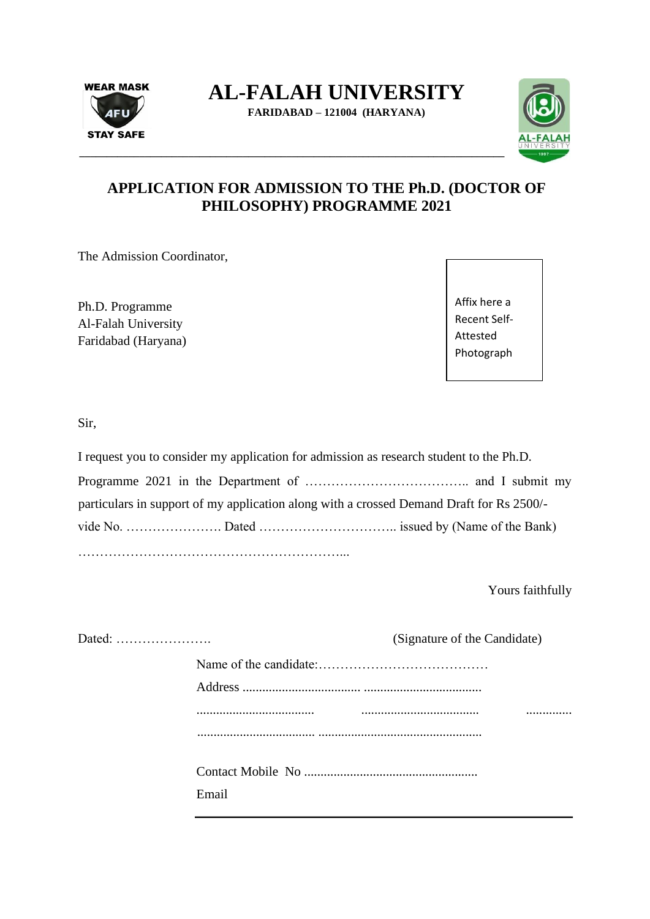WEAR MASK
AFU
STAY SAFE

# AL-FALAH UNIVERSITY

**FARIDABAD – 121004 (HARYANA)**

AL-FALAH
UNIVERSITY
1997

## APPLICATION FOR ADMISSION TO THE Ph.D. (DOCTOR OF PHILOSOPHY) PROGRAMME 2021

The Admission Coordinator,

Ph.D. Programme
Al-Falah University
Faridabad (Haryana)

Affix here a Recent Self-Attested Photograph

Sir,

I request you to consider my application for admission as research student to the Ph.D. Programme 2021 in the Department of ……………………………….. and I submit my particulars in support of my application along with a crossed Demand Draft for Rs 2500/- vide No. …………………. Dated ………………………….. issued by (Name of the Bank) ……………………………………………………...

Yours faithfully

Dated: ………………….

(Signature of the Candidate)

Name of the candidate:…………………………………

Address .................................... ....................................

.................................... .................................... ..............

.................................... ..................................................

Contact Mobile No .....................................................

Email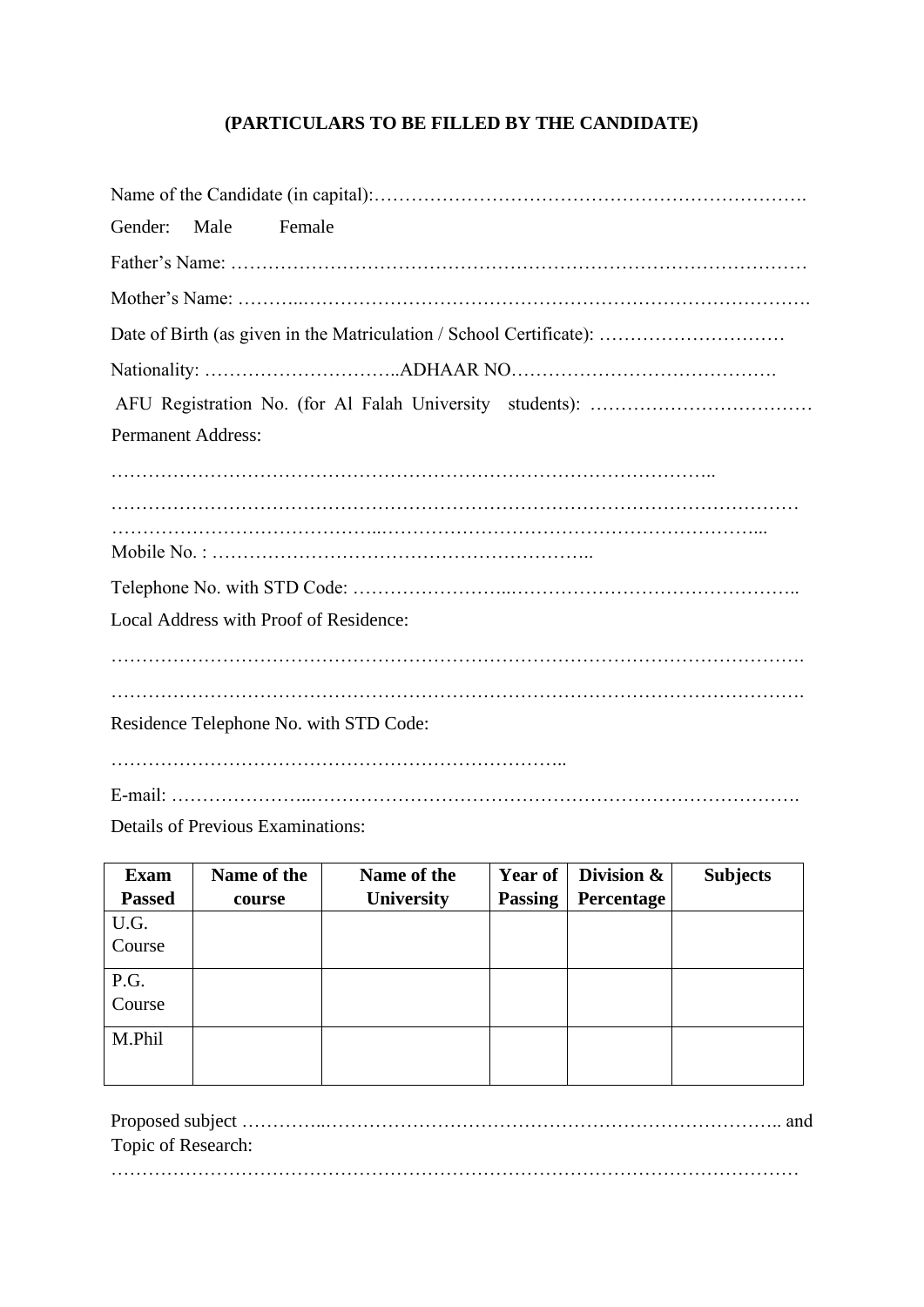### (PARTICULARS TO BE FILLED BY THE CANDIDATE)

Name of the Candidate (in capital):…………………………………………………………….

Gender: Male Female

Father's Name: …………………………………………………………………………………

Mother's Name: ………..……………………………………………………………………….

Date of Birth (as given in the Matriculation / School Certificate): …………………………

Nationality: …………………………..ADHAAR NO…………………………………….

AFU Registration No. (for Al Falah University students): ………………………………

Permanent Address:

……………………………………………………………………………………..

………………………………………………………………………………………………

……………………………………...…………………………………………………...

Mobile No. : ……………………………………………………..

Telephone No. with STD Code: ……………………..……………………………………..

Local Address with Proof of Residence:

……………………………………………………………………………………………….

……………………………………………………………………………………………….

Residence Telephone No. with STD Code:

………………………………………………………………..

E-mail: …………………..…………………………………………………………………….

Details of Previous Examinations:

| Exam Passed | Name of the course | Name of the University | Year of Passing | Division & Percentage | Subjects |
|---|---|---|---|---|---|
| U.G. Course | | | | | |
| P.G. Course | | | | | |
| M.Phil | | | | | |

Proposed subject …………..……………………………………………………………….. and Topic of Research:

……………………………………………………………………………………………….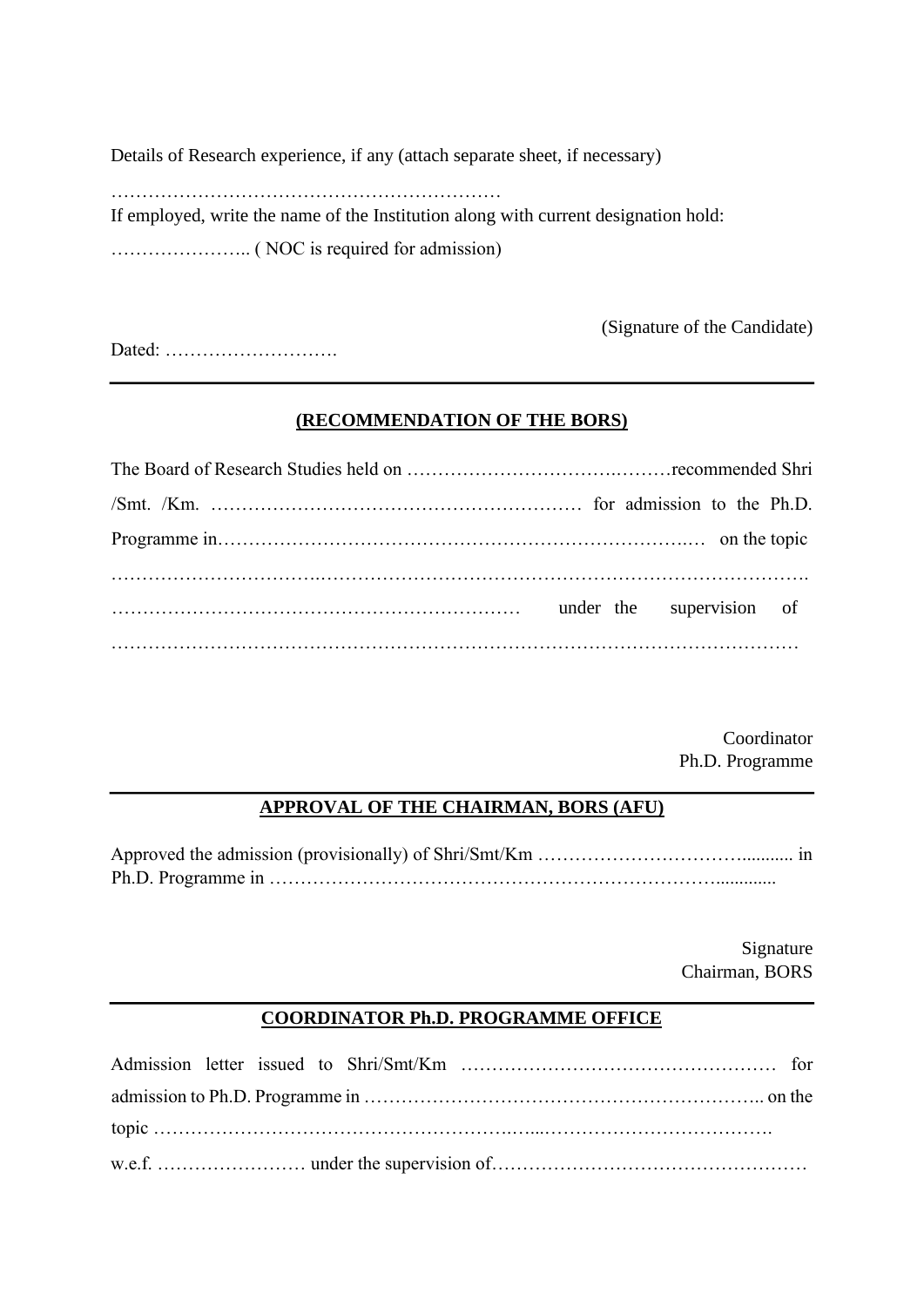Details of Research experience, if any (attach separate sheet, if necessary)

………………………………………………………

If employed, write the name of the Institution along with current designation hold:

………………….. ( NOC is required for admission)

(Signature of the Candidate)

Dated: ……………………….

---

## (RECOMMENDATION OF THE BORS)

The Board of Research Studies held on …………………………….………recommended Shri /Smt. /Km. …………………………………………………… for admission to the Ph.D. Programme in…………………………………………………………………..… on the topic …………………………….………………………………………………………………………. ………………………………………………………… under the supervision of …………………………………………………………………………………………………

Coordinator
Ph.D. Programme

---

## APPROVAL OF THE CHAIRMAN, BORS (AFU)

Approved the admission (provisionally) of Shri/Smt/Km …………………………….......... in Ph.D. Programme in ………………………………………………………………............

Signature
Chairman, BORS

---

## COORDINATOR Ph.D. PROGRAMME OFFICE

Admission letter issued to Shri/Smt/Km …………………………………………… for admission to Ph.D. Programme in ……………………………………………………….. on the topic ………………….…………………………….…...……………………………….

w.e.f. …………………… under the supervision of……………………………………………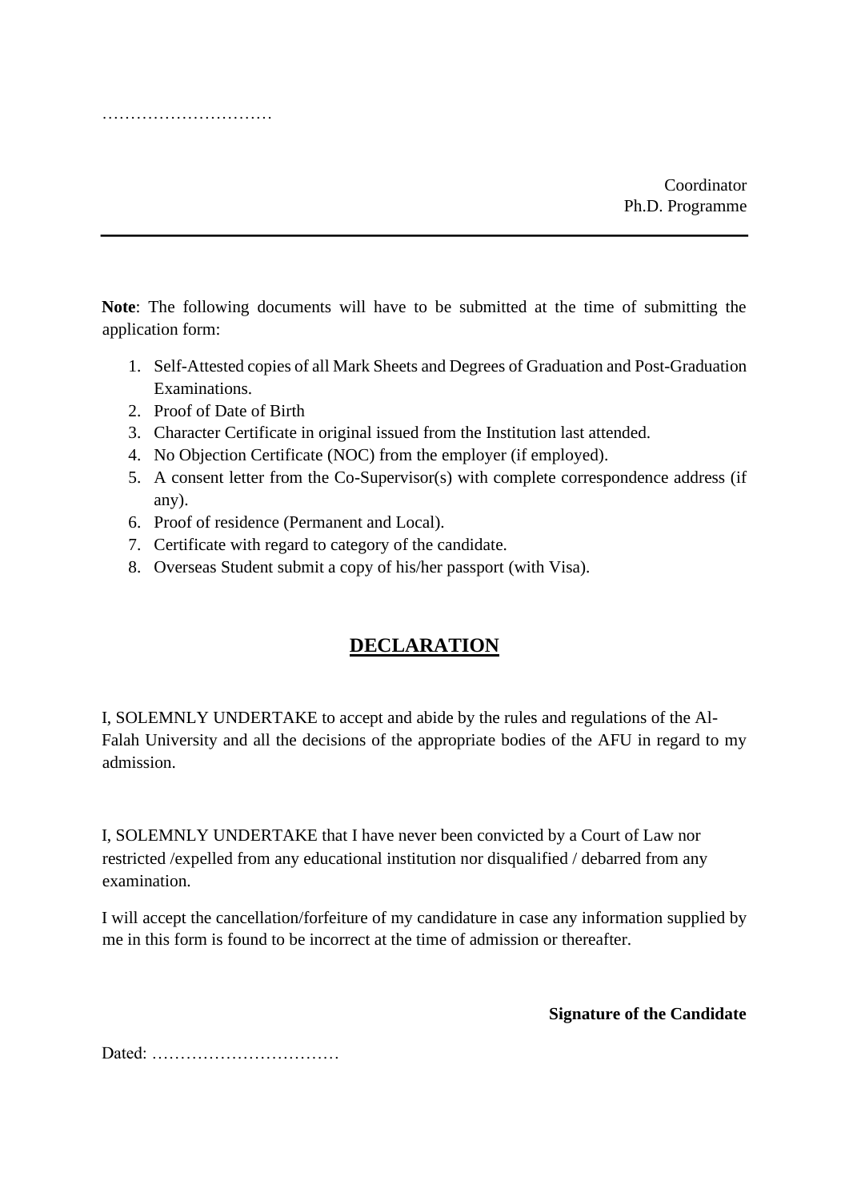…………………………

Coordinator
Ph.D. Programme

---

**Note**: The following documents will have to be submitted at the time of submitting the application form:

1. Self-Attested copies of all Mark Sheets and Degrees of Graduation and Post-Graduation Examinations.
2. Proof of Date of Birth
3. Character Certificate in original issued from the Institution last attended.
4. No Objection Certificate (NOC) from the employer (if employed).
5. A consent letter from the Co-Supervisor(s) with complete correspondence address (if any).
6. Proof of residence (Permanent and Local).
7. Certificate with regard to category of the candidate.
8. Overseas Student submit a copy of his/her passport (with Visa).

## DECLARATION

I, SOLEMNLY UNDERTAKE to accept and abide by the rules and regulations of the Al-Falah University and all the decisions of the appropriate bodies of the AFU in regard to my admission.

I, SOLEMNLY UNDERTAKE that I have never been convicted by a Court of Law nor restricted /expelled from any educational institution nor disqualified / debarred from any examination.

I will accept the cancellation/forfeiture of my candidature in case any information supplied by me in this form is found to be incorrect at the time of admission or thereafter.

**Signature of the Candidate**

Dated: ……………………………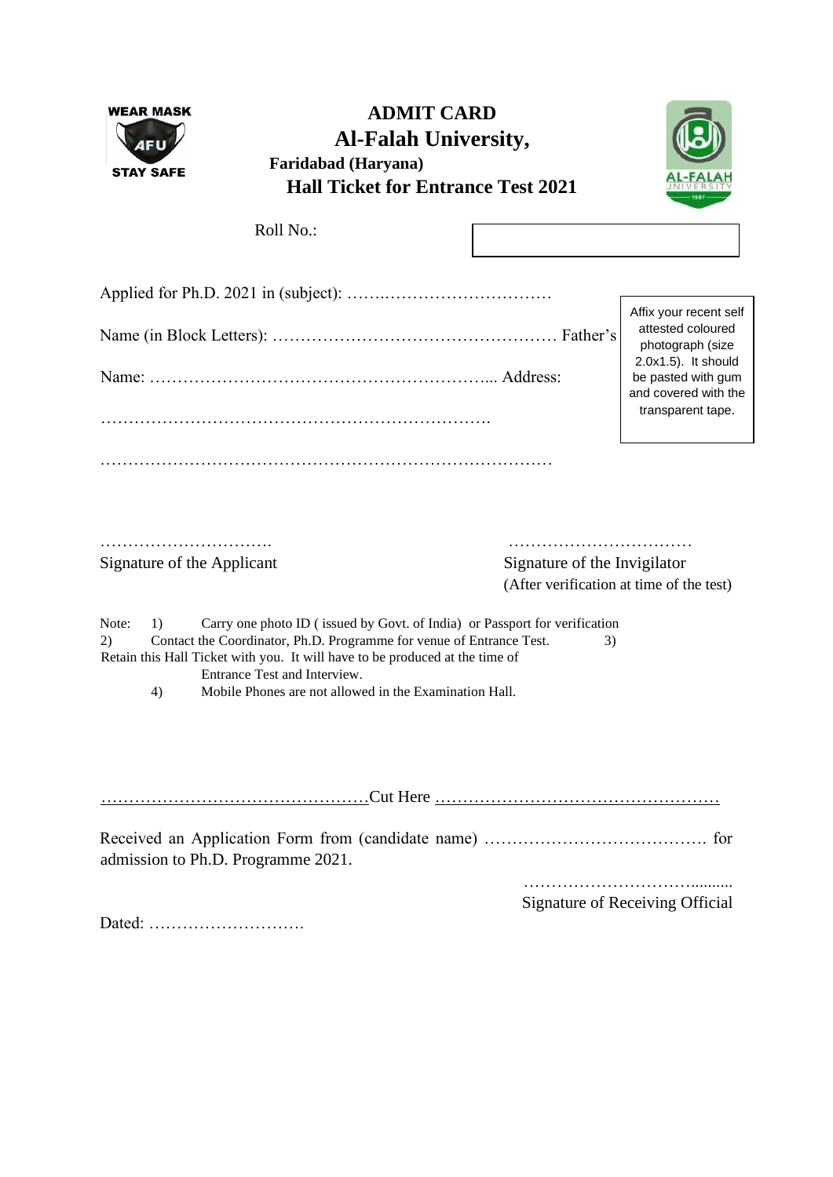WEAR MASK
AFU
STAY SAFE

# ADMIT CARD

## Al-Falah University,

**Faridabad (Haryana)**

**Hall Ticket for Entrance Test 2021**

Roll No.:

Applied for Ph.D. 2021 in (subject): …….…………………………

Name (in Block Letters): …………………………………………… Father's Name: …………………………………………………... Address:

…………………………………………………………….

…………………………………………………………………………

Affix your recent self attested coloured photograph (size 2.0x1.5). It should be pasted with gum and covered with the transparent tape.

………………………….
Signature of the Applicant

……………………………
Signature of the Invigilator
(After verification at time of the test)

Note:
1) Carry one photo ID ( issued by Govt. of India) or Passport for verification
2) Contact the Coordinator, Ph.D. Programme for venue of Entrance Test.
3) Retain this Hall Ticket with you. It will have to be produced at the time of Entrance Test and Interview.
4) Mobile Phones are not allowed in the Examination Hall.

…………………………………………Cut Here ……………………………………………

Received an Application Form from (candidate name) …………………………………. for admission to Ph.D. Programme 2021.

…………………………..........
Signature of Receiving Official

Dated: ……………………….